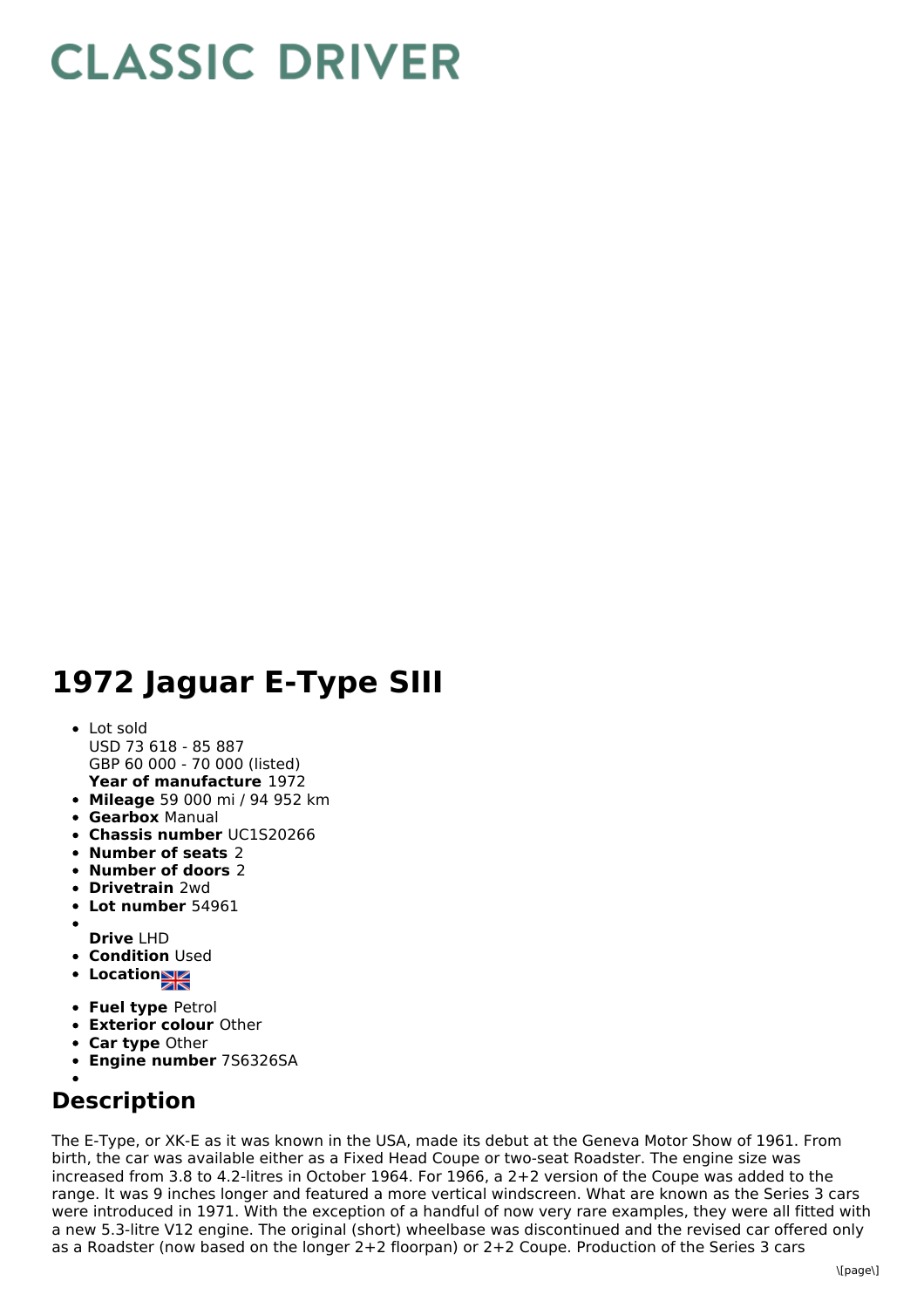# CLASSIC DRIVER

# 1972 Jaguar E-Type SIII

- Lot sold
  USD 73 618 - 85 887
  GBP 60 000 - 70 000 (listed)
  **Year of manufacture** 1972
- **Mileage** 59 000 mi / 94 952 km
- **Gearbox** Manual
- **Chassis number** UC1S20266
- **Number of seats** 2
- **Number of doors** 2
- **Drivetrain** 2wd
- **Lot number** 54961
- **Drive** LHD
- **Condition** Used
- **Location**
- **Fuel type** Petrol
- **Exterior colour** Other
- **Car type** Other
- **Engine number** 7S6326SA

## Description

The E-Type, or XK-E as it was known in the USA, made its debut at the Geneva Motor Show of 1961. From birth, the car was available either as a Fixed Head Coupe or two-seat Roadster. The engine size was increased from 3.8 to 4.2-litres in October 1964. For 1966, a 2+2 version of the Coupe was added to the range. It was 9 inches longer and featured a more vertical windscreen. What are known as the Series 3 cars were introduced in 1971. With the exception of a handful of now very rare examples, they were all fitted with a new 5.3-litre V12 engine. The original (short) wheelbase was discontinued and the revised car offered only as a Roadster (now based on the longer 2+2 floorpan) or 2+2 Coupe. Production of the Series 3 cars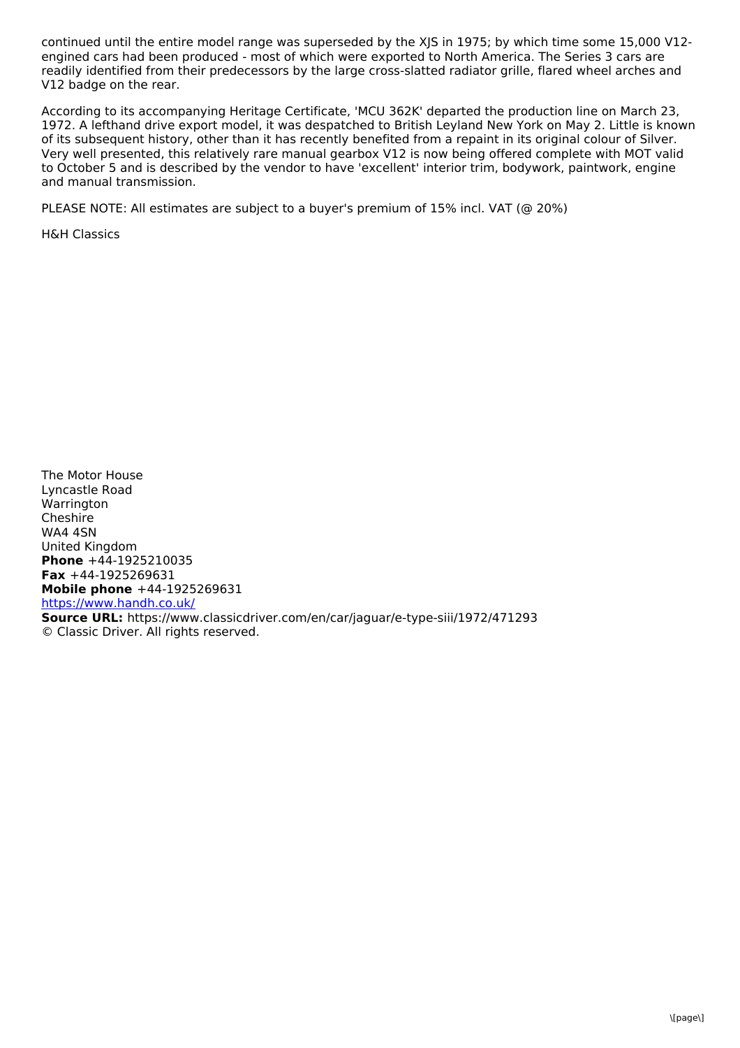continued until the entire model range was superseded by the XJS in 1975; by which time some 15,000 V12-engined cars had been produced - most of which were exported to North America. The Series 3 cars are readily identified from their predecessors by the large cross-slatted radiator grille, flared wheel arches and V12 badge on the rear.

According to its accompanying Heritage Certificate, 'MCU 362K' departed the production line on March 23, 1972. A lefthand drive export model, it was despatched to British Leyland New York on May 2. Little is known of its subsequent history, other than it has recently benefited from a repaint in its original colour of Silver. Very well presented, this relatively rare manual gearbox V12 is now being offered complete with MOT valid to October 5 and is described by the vendor to have 'excellent' interior trim, bodywork, paintwork, engine and manual transmission.

PLEASE NOTE: All estimates are subject to a buyer's premium of 15% incl. VAT (@ 20%)

H&H Classics

The Motor House
Lyncastle Road
Warrington
Cheshire
WA4 4SN
United Kingdom
**Phone** +44-1925210035
**Fax** +44-1925269631
**Mobile phone** +44-1925269631
https://www.handh.co.uk/
**Source URL:** https://www.classicdriver.com/en/car/jaguar/e-type-siii/1972/471293
© Classic Driver. All rights reserved.